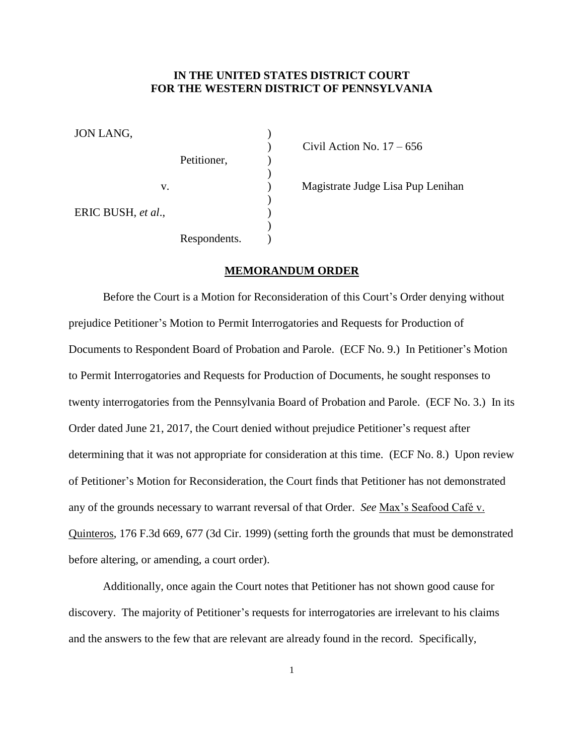**IN THE UNITED STATES DISTRICT COURT**
**FOR THE WESTERN DISTRICT OF PENNSYLVANIA**

| | | |
|---|---|---|
| JON LANG, | ) | |
| | ) | Civil Action No. 17 – 656 |
| Petitioner, | ) | |
| | ) | |
| v. | ) | Magistrate Judge Lisa Pup Lenihan |
| | ) | |
| ERIC BUSH, *et al*., | ) | |
| | ) | |
| Respondents. | ) | |

**MEMORANDUM ORDER**

Before the Court is a Motion for Reconsideration of this Court's Order denying without prejudice Petitioner's Motion to Permit Interrogatories and Requests for Production of Documents to Respondent Board of Probation and Parole. (ECF No. 9.) In Petitioner's Motion to Permit Interrogatories and Requests for Production of Documents, he sought responses to twenty interrogatories from the Pennsylvania Board of Probation and Parole. (ECF No. 3.) In its Order dated June 21, 2017, the Court denied without prejudice Petitioner's request after determining that it was not appropriate for consideration at this time. (ECF No. 8.) Upon review of Petitioner's Motion for Reconsideration, the Court finds that Petitioner has not demonstrated any of the grounds necessary to warrant reversal of that Order. *See* Max's Seafood Café v. Quinteros, 176 F.3d 669, 677 (3d Cir. 1999) (setting forth the grounds that must be demonstrated before altering, or amending, a court order).

Additionally, once again the Court notes that Petitioner has not shown good cause for discovery. The majority of Petitioner's requests for interrogatories are irrelevant to his claims and the answers to the few that are relevant are already found in the record. Specifically,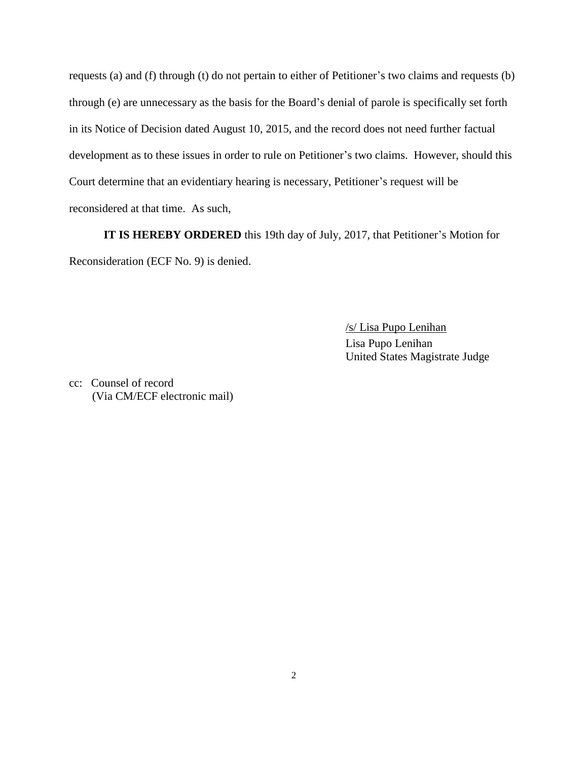requests (a) and (f) through (t) do not pertain to either of Petitioner's two claims and requests (b) through (e) are unnecessary as the basis for the Board's denial of parole is specifically set forth in its Notice of Decision dated August 10, 2015, and the record does not need further factual development as to these issues in order to rule on Petitioner's two claims. However, should this Court determine that an evidentiary hearing is necessary, Petitioner's request will be reconsidered at that time. As such,

**IT IS HEREBY ORDERED** this 19th day of July, 2017, that Petitioner's Motion for Reconsideration (ECF No. 9) is denied.

/s/ Lisa Pupo Lenihan
Lisa Pupo Lenihan
United States Magistrate Judge

cc: Counsel of record
(Via CM/ECF electronic mail)